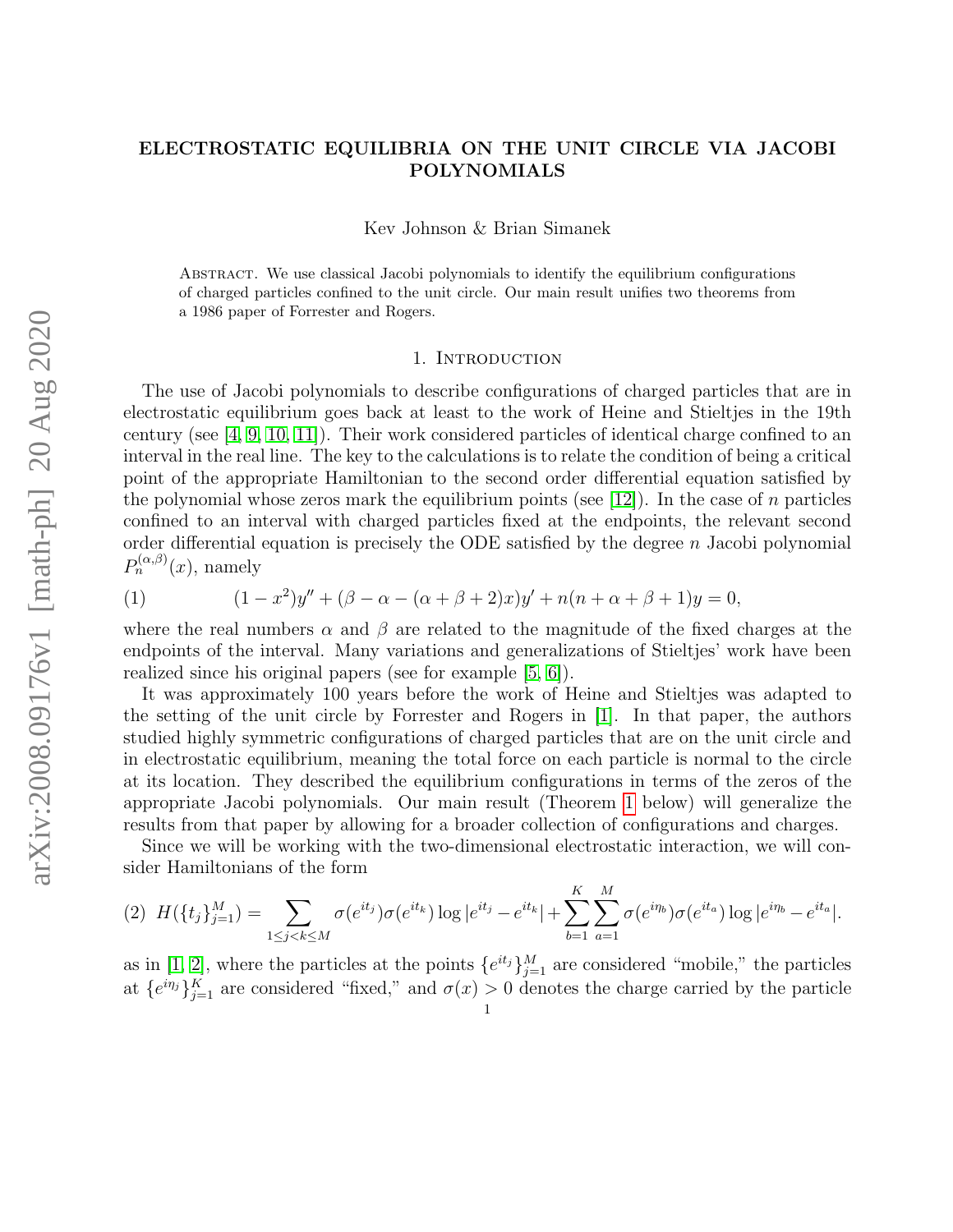# ELECTROSTATIC EQUILIBRIA ON THE UNIT CIRCLE VIA JACOBI POLYNOMIALS

Kev Johnson & Brian Simanek

Abstract. We use classical Jacobi polynomials to identify the equilibrium configurations of charged particles confined to the unit circle. Our main result unifies two theorems from a 1986 paper of Forrester and Rogers.

## 1. Introduction

The use of Jacobi polynomials to describe configurations of charged particles that are in electrostatic equilibrium goes back at least to the work of Heine and Stieltjes in the 19th century (see [4, 9, 10, 11]). Their work considered particles of identical charge confined to an interval in the real line. The key to the calculations is to relate the condition of being a critical point of the appropriate Hamiltonian to the second order differential equation satisfied by the polynomial whose zeros mark the equilibrium points (see [12]). In the case of $n$ particles confined to an interval with charged particles fixed at the endpoints, the relevant second order differential equation is precisely the ODE satisfied by the degree $n$ Jacobi polynomial $P_n^{(\alpha,\beta)}(x)$, namely

$$(1) \qquad (1-x^2)y'' + (\beta - \alpha - (\alpha+\beta+2)x)y' + n(n+\alpha+\beta+1)y = 0,$$

where the real numbers $\alpha$ and $\beta$ are related to the magnitude of the fixed charges at the endpoints of the interval. Many variations and generalizations of Stieltjes' work have been realized since his original papers (see for example [5, 6]).

It was approximately 100 years before the work of Heine and Stieltjes was adapted to the setting of the unit circle by Forrester and Rogers in [1]. In that paper, the authors studied highly symmetric configurations of charged particles that are on the unit circle and in electrostatic equilibrium, meaning the total force on each particle is normal to the circle at its location. They described the equilibrium configurations in terms of the zeros of the appropriate Jacobi polynomials. Our main result (Theorem 1 below) will generalize the results from that paper by allowing for a broader collection of configurations and charges.

Since we will be working with the two-dimensional electrostatic interaction, we will consider Hamiltonians of the form

$$(2) \quad H(\{t_j\}_{j=1}^M) = \sum_{1\leq j<k\leq M} \sigma(e^{it_j})\sigma(e^{it_k}) \log|e^{it_j} - e^{it_k}| + \sum_{b=1}^{K}\sum_{a=1}^{M} \sigma(e^{i\eta_b})\sigma(e^{it_a}) \log|e^{i\eta_b} - e^{it_a}|.$$

as in [1, 2], where the particles at the points $\{e^{it_j}\}_{j=1}^M$ are considered "mobile," the particles at $\{e^{i\eta_j}\}_{j=1}^K$ are considered "fixed," and $\sigma(x) > 0$ denotes the charge carried by the particle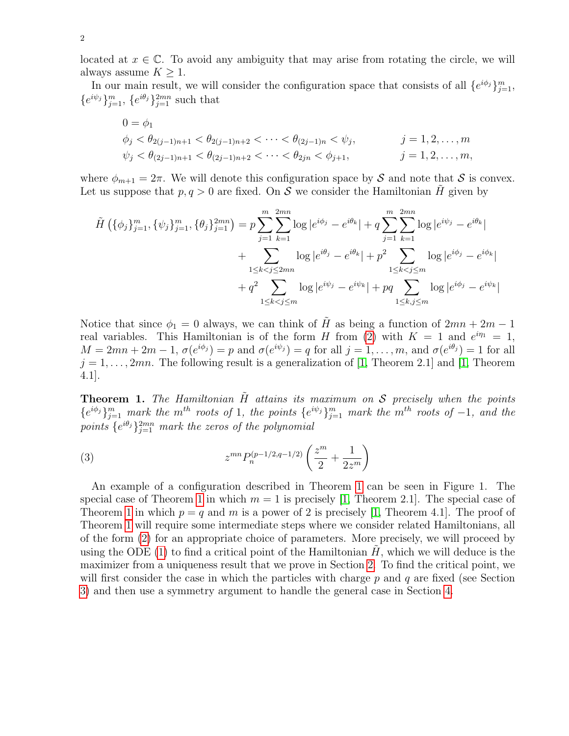located at $x \in \mathbb{C}$. To avoid any ambiguity that may arise from rotating the circle, we will always assume $K \geq 1$.

In our main result, we will consider the configuration space that consists of all $\{e^{i\phi_j}\}_{j=1}^m$, $\{e^{i\psi_j}\}_{j=1}^m$, $\{e^{i\theta_j}\}_{j=1}^{2mn}$ such that

$$
\begin{aligned}
&0 = \phi_1 \\
&\phi_j < \theta_{2(j-1)n+1} < \theta_{2(j-1)n+2} < \cdots < \theta_{(2j-1)n} < \psi_j, \qquad\qquad j = 1, 2, \ldots, m \\
&\psi_j < \theta_{(2j-1)n+1} < \theta_{(2j-1)n+2} < \cdots < \theta_{2jn} < \phi_{j+1}, \qquad\qquad j = 1, 2, \ldots, m,
\end{aligned}
$$

where $\phi_{m+1} = 2\pi$. We will denote this configuration space by $\mathcal{S}$ and note that $\mathcal{S}$ is convex. Let us suppose that $p, q > 0$ are fixed. On $\mathcal{S}$ we consider the Hamiltonian $\tilde{H}$ given by

$$
\begin{aligned}
\tilde{H}\left(\{\phi_j\}_{j=1}^m, \{\psi_j\}_{j=1}^m, \{\theta_j\}_{j=1}^{2mn}\right) &= p\sum_{j=1}^{m}\sum_{k=1}^{2mn} \log|e^{i\phi_j} - e^{i\theta_k}| + q\sum_{j=1}^{m}\sum_{k=1}^{2mn} \log|e^{i\psi_j} - e^{i\theta_k}| \\
&\quad + \sum_{1\leq k<j\leq 2mn} \log|e^{i\theta_j} - e^{i\theta_k}| + p^2 \sum_{1\leq k<j\leq m} \log|e^{i\phi_j} - e^{i\phi_k}| \\
&\quad + q^2 \sum_{1\leq k<j\leq m} \log|e^{i\psi_j} - e^{i\psi_k}| + pq \sum_{1\leq k,j\leq m} \log|e^{i\phi_j} - e^{i\psi_k}|
\end{aligned}
$$

Notice that since $\phi_1 = 0$ always, we can think of $\tilde{H}$ as being a function of $2mn + 2m - 1$ real variables. This Hamiltonian is of the form $H$ from (2) with $K = 1$ and $e^{i\eta_1} = 1$, $M = 2mn + 2m - 1$, $\sigma(e^{i\phi_j}) = p$ and $\sigma(e^{i\psi_j}) = q$ for all $j = 1, \ldots, m$, and $\sigma(e^{i\theta_j}) = 1$ for all $j = 1, \ldots, 2mn$. The following result is a generalization of [1, Theorem 2.1] and [1, Theorem 4.1].

**Theorem 1.** *The Hamiltonian $\tilde{H}$ attains its maximum on $\mathcal{S}$ precisely when the points $\{e^{i\phi_j}\}_{j=1}^m$ mark the $m^{th}$ roots of 1, the points $\{e^{i\psi_j}\}_{j=1}^m$ mark the $m^{th}$ roots of $-1$, and the points $\{e^{i\theta_j}\}_{j=1}^{2mn}$ mark the zeros of the polynomial*

$$
z^{mn} P_n^{(p-1/2,q-1/2)}\left(\frac{z^m}{2} + \frac{1}{2z^m}\right) \tag{3}
$$

An example of a configuration described in Theorem 1 can be seen in Figure 1. The special case of Theorem 1 in which $m = 1$ is precisely [1, Theorem 2.1]. The special case of Theorem 1 in which $p = q$ and $m$ is a power of 2 is precisely [1, Theorem 4.1]. The proof of Theorem 1 will require some intermediate steps where we consider related Hamiltonians, all of the form (2) for an appropriate choice of parameters. More precisely, we will proceed by using the ODE (1) to find a critical point of the Hamiltonian $\tilde{H}$, which we will deduce is the maximizer from a uniqueness result that we prove in Section 2. To find the critical point, we will first consider the case in which the particles with charge $p$ and $q$ are fixed (see Section 3) and then use a symmetry argument to handle the general case in Section 4.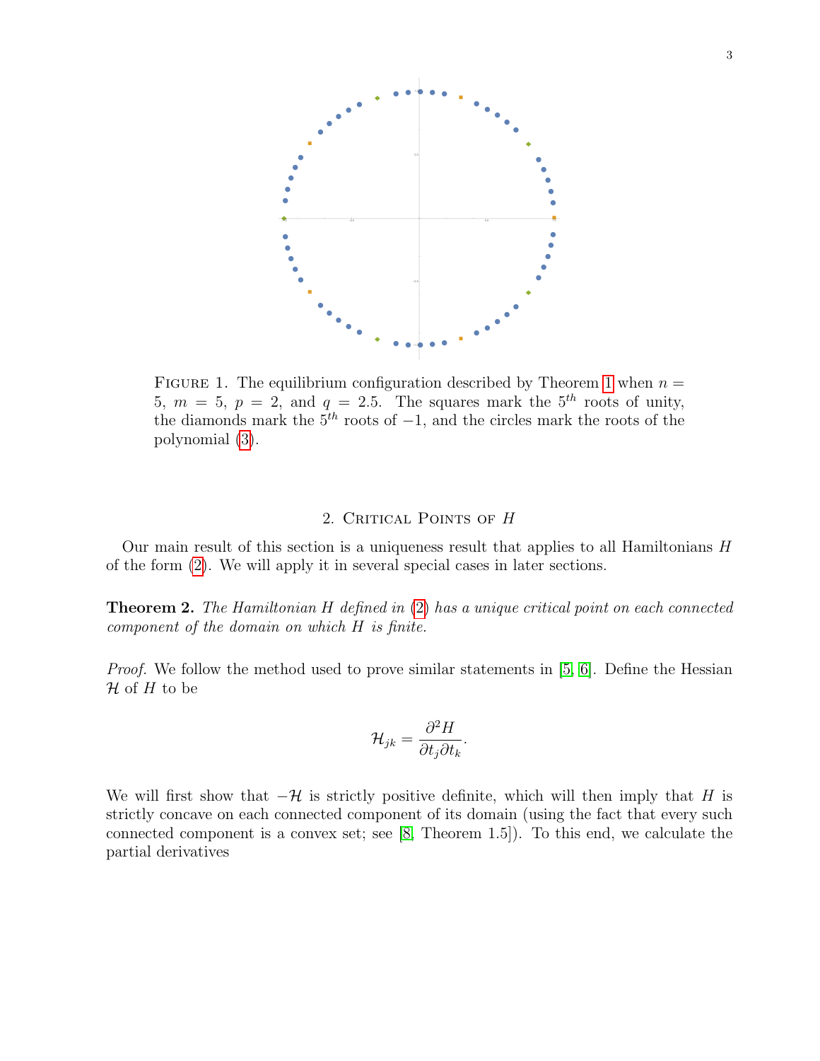FIGURE 1. The equilibrium configuration described by Theorem 1 when $n = 5$, $m = 5$, $p = 2$, and $q = 2.5$. The squares mark the $5^{th}$ roots of unity, the diamonds mark the $5^{th}$ roots of $-1$, and the circles mark the roots of the polynomial (3).

## 2. Critical Points of $H$

Our main result of this section is a uniqueness result that applies to all Hamiltonians $H$ of the form (2). We will apply it in several special cases in later sections.

**Theorem 2.** *The Hamiltonian $H$ defined in (2) has a unique critical point on each connected component of the domain on which $H$ is finite.*

*Proof.* We follow the method used to prove similar statements in [5, 6]. Define the Hessian $\mathcal{H}$ of $H$ to be

$$\mathcal{H}_{jk} = \frac{\partial^2 H}{\partial t_j \partial t_k}.$$

We will first show that $-\mathcal{H}$ is strictly positive definite, which will then imply that $H$ is strictly concave on each connected component of its domain (using the fact that every such connected component is a convex set; see [8, Theorem 1.5]). To this end, we calculate the partial derivatives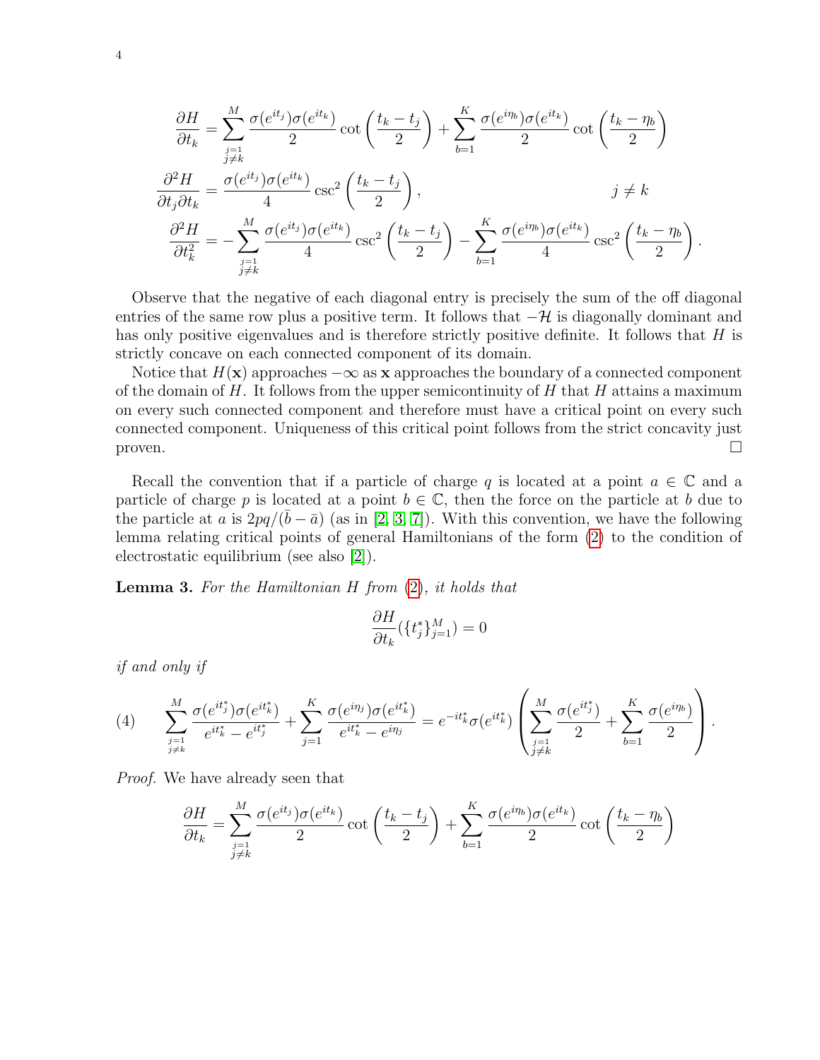$$
\begin{aligned}
\frac{\partial H}{\partial t_k} &= \sum_{\substack{j=1\\ j\neq k}}^{M} \frac{\sigma(e^{it_j})\sigma(e^{it_k})}{2} \cot\left(\frac{t_k - t_j}{2}\right) + \sum_{b=1}^{K} \frac{\sigma(e^{i\eta_b})\sigma(e^{it_k})}{2} \cot\left(\frac{t_k - \eta_b}{2}\right)\\
\frac{\partial^2 H}{\partial t_j \partial t_k} &= \frac{\sigma(e^{it_j})\sigma(e^{it_k})}{4} \csc^2\left(\frac{t_k - t_j}{2}\right), \qquad\qquad j \neq k\\
\frac{\partial^2 H}{\partial t_k^2} &= -\sum_{\substack{j=1\\ j\neq k}}^{M} \frac{\sigma(e^{it_j})\sigma(e^{it_k})}{4} \csc^2\left(\frac{t_k - t_j}{2}\right) - \sum_{b=1}^{K} \frac{\sigma(e^{i\eta_b})\sigma(e^{it_k})}{4} \csc^2\left(\frac{t_k - \eta_b}{2}\right).
\end{aligned}
$$

Observe that the negative of each diagonal entry is precisely the sum of the off diagonal entries of the same row plus a positive term. It follows that $-\mathcal{H}$ is diagonally dominant and has only positive eigenvalues and is therefore strictly positive definite. It follows that $H$ is strictly concave on each connected component of its domain.

Notice that $H(\mathbf{x})$ approaches $-\infty$ as $\mathbf{x}$ approaches the boundary of a connected component of the domain of $H$. It follows from the upper semicontinuity of $H$ that $H$ attains a maximum on every such connected component and therefore must have a critical point on every such connected component. Uniqueness of this critical point follows from the strict concavity just proven. $\square$

Recall the convention that if a particle of charge $q$ is located at a point $a \in \mathbb{C}$ and a particle of charge $p$ is located at a point $b \in \mathbb{C}$, then the force on the particle at $b$ due to the particle at $a$ is $2pq/(\bar{b} - \bar{a})$ (as in [2, 3, 7]). With this convention, we have the following lemma relating critical points of general Hamiltonians of the form (2) to the condition of electrostatic equilibrium (see also [2]).

**Lemma 3.** *For the Hamiltonian $H$ from (2), it holds that*

$$
\frac{\partial H}{\partial t_k}(\{t_j^*\}_{j=1}^M) = 0
$$

*if and only if*

$$
\sum_{\substack{j=1\\ j\neq k}}^{M} \frac{\sigma(e^{it_j^*})\sigma(e^{it_k^*})}{e^{it_k^*} - e^{it_j^*}} + \sum_{j=1}^{K} \frac{\sigma(e^{i\eta_j})\sigma(e^{it_k^*})}{e^{it_k^*} - e^{i\eta_j}} = e^{-it_k^*}\sigma(e^{it_k^*}) \left( \sum_{\substack{j=1\\ j\neq k}}^{M} \frac{\sigma(e^{it_j^*})}{2} + \sum_{b=1}^{K} \frac{\sigma(e^{i\eta_b})}{2} \right). \tag{4}
$$

*Proof.* We have already seen that

$$
\frac{\partial H}{\partial t_k} = \sum_{\substack{j=1\\ j\neq k}}^{M} \frac{\sigma(e^{it_j})\sigma(e^{it_k})}{2} \cot\left(\frac{t_k - t_j}{2}\right) + \sum_{b=1}^{K} \frac{\sigma(e^{i\eta_b})\sigma(e^{it_k})}{2} \cot\left(\frac{t_k - \eta_b}{2}\right)
$$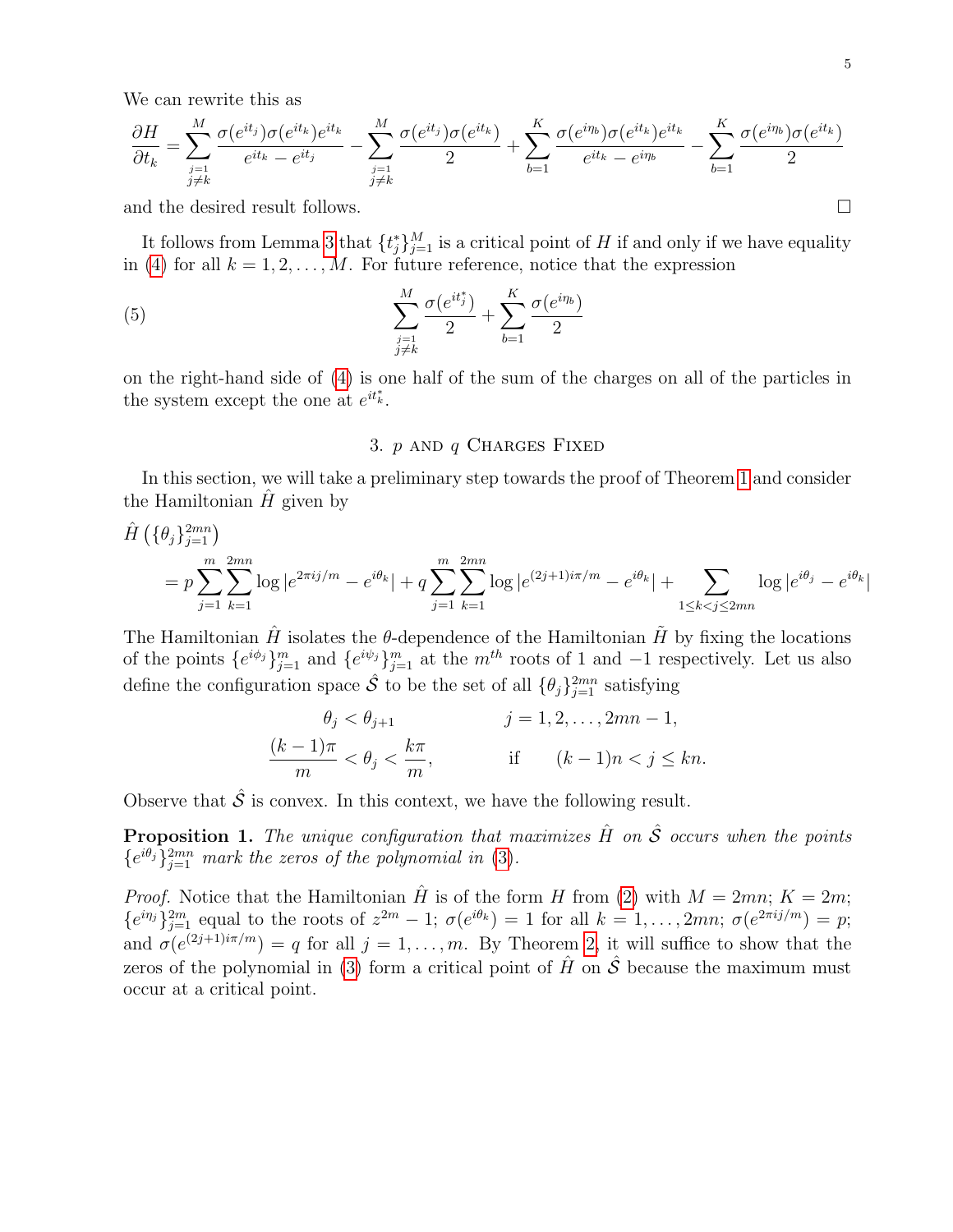We can rewrite this as

$$\frac{\partial H}{\partial t_k} = \sum_{\substack{j=1 \\ j\neq k}}^{M} \frac{\sigma(e^{it_j})\sigma(e^{it_k})e^{it_k}}{e^{it_k} - e^{it_j}} - \sum_{\substack{j=1 \\ j\neq k}}^{M} \frac{\sigma(e^{it_j})\sigma(e^{it_k})}{2} + \sum_{b=1}^{K} \frac{\sigma(e^{i\eta_b})\sigma(e^{it_k})e^{it_k}}{e^{it_k} - e^{i\eta_b}} - \sum_{b=1}^{K} \frac{\sigma(e^{i\eta_b})\sigma(e^{it_k})}{2}$$

and the desired result follows. □

It follows from Lemma 3 that $\{t_j^*\}_{j=1}^M$ is a critical point of $H$ if and only if we have equality in (4) for all $k = 1, 2, \ldots, M$. For future reference, notice that the expression

$$\sum_{\substack{j=1 \\ j\neq k}}^{M} \frac{\sigma(e^{it_j^*})}{2} + \sum_{b=1}^{K} \frac{\sigma(e^{i\eta_b})}{2} \tag{5}$$

on the right-hand side of (4) is one half of the sum of the charges on all of the particles in the system except the one at $e^{it_k^*}$.

## 3. $p$ and $q$ Charges Fixed

In this section, we will take a preliminary step towards the proof of Theorem 1 and consider the Hamiltonian $\hat{H}$ given by

$$\hat{H}\left(\{\theta_j\}_{j=1}^{2mn}\right) = p\sum_{j=1}^{m}\sum_{k=1}^{2mn} \log|e^{2\pi ij/m} - e^{i\theta_k}| + q\sum_{j=1}^{m}\sum_{k=1}^{2mn} \log|e^{(2j+1)i\pi/m} - e^{i\theta_k}| + \sum_{1\leq k<j\leq 2mn} \log|e^{i\theta_j} - e^{i\theta_k}|$$

The Hamiltonian $\hat{H}$ isolates the $\theta$-dependence of the Hamiltonian $\tilde{H}$ by fixing the locations of the points $\{e^{i\phi_j}\}_{j=1}^m$ and $\{e^{i\psi_j}\}_{j=1}^m$ at the $m^{th}$ roots of 1 and $-1$ respectively. Let us also define the configuration space $\hat{\mathcal{S}}$ to be the set of all $\{\theta_j\}_{j=1}^{2mn}$ satisfying

$$\begin{aligned} \theta_j &< \theta_{j+1} & j &= 1, 2, \ldots, 2mn-1, \\ \frac{(k-1)\pi}{m} &< \theta_j < \frac{k\pi}{m}, & \text{if} \quad (k-1)n &< j \leq kn. \end{aligned}$$

Observe that $\hat{\mathcal{S}}$ is convex. In this context, we have the following result.

**Proposition 1.** *The unique configuration that maximizes $\hat{H}$ on $\hat{\mathcal{S}}$ occurs when the points $\{e^{i\theta_j}\}_{j=1}^{2mn}$ mark the zeros of the polynomial in (3).*

*Proof.* Notice that the Hamiltonian $\hat{H}$ is of the form $H$ from (2) with $M = 2mn$; $K = 2m$; $\{e^{i\eta_j}\}_{j=1}^{2m}$ equal to the roots of $z^{2m} - 1$; $\sigma(e^{i\theta_k}) = 1$ for all $k = 1, \ldots, 2mn$; $\sigma(e^{2\pi ij/m}) = p$; and $\sigma(e^{(2j+1)i\pi/m}) = q$ for all $j = 1, \ldots, m$. By Theorem 2, it will suffice to show that the zeros of the polynomial in (3) form a critical point of $\hat{H}$ on $\hat{\mathcal{S}}$ because the maximum must occur at a critical point.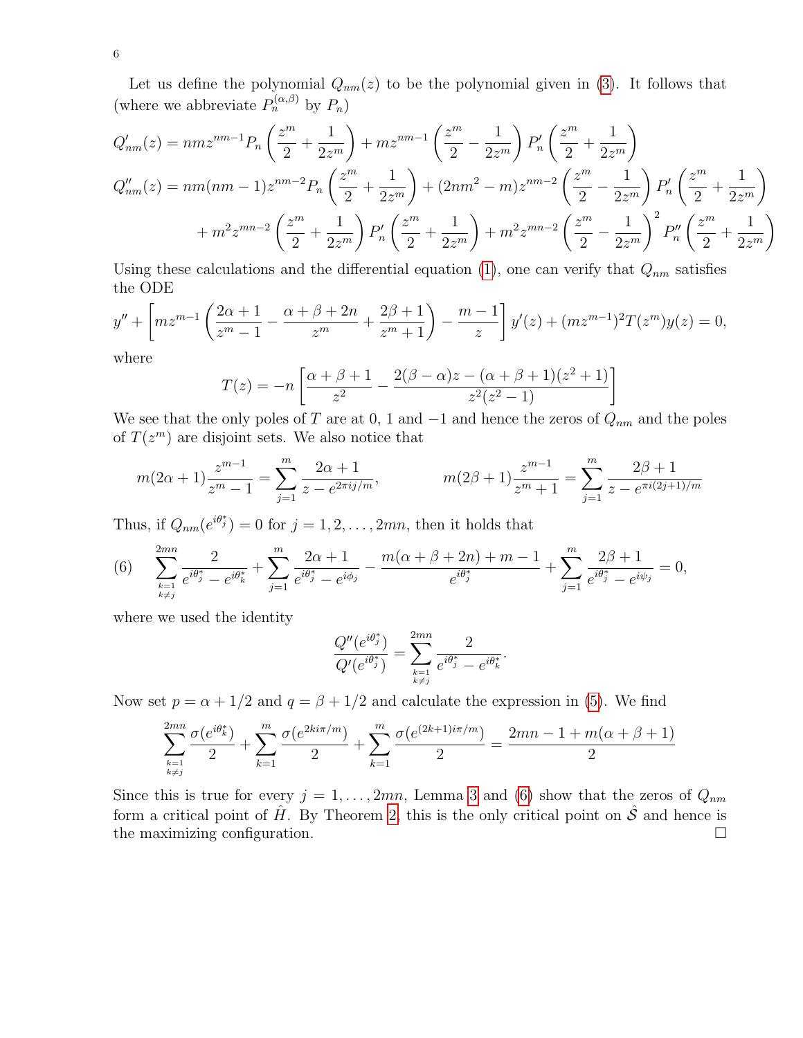Let us define the polynomial $Q_{nm}(z)$ to be the polynomial given in (3). It follows that (where we abbreviate $P_n^{(\alpha,\beta)}$ by $P_n$)

$$
\begin{aligned}
Q'_{nm}(z) &= nmz^{nm-1}P_n\left(\frac{z^m}{2}+\frac{1}{2z^m}\right) + mz^{nm-1}\left(\frac{z^m}{2}-\frac{1}{2z^m}\right)P'_n\left(\frac{z^m}{2}+\frac{1}{2z^m}\right)\\
Q''_{nm}(z) &= nm(nm-1)z^{nm-2}P_n\left(\frac{z^m}{2}+\frac{1}{2z^m}\right) + (2nm^2-m)z^{nm-2}\left(\frac{z^m}{2}-\frac{1}{2z^m}\right)P'_n\left(\frac{z^m}{2}+\frac{1}{2z^m}\right)\\
&\quad + m^2z^{mn-2}\left(\frac{z^m}{2}+\frac{1}{2z^m}\right)P'_n\left(\frac{z^m}{2}+\frac{1}{2z^m}\right) + m^2z^{mn-2}\left(\frac{z^m}{2}-\frac{1}{2z^m}\right)^2P''_n\left(\frac{z^m}{2}+\frac{1}{2z^m}\right)
\end{aligned}
$$

Using these calculations and the differential equation (1), one can verify that $Q_{nm}$ satisfies the ODE

$$
y'' + \left[mz^{m-1}\left(\frac{2\alpha+1}{z^m-1} - \frac{\alpha+\beta+2n}{z^m} + \frac{2\beta+1}{z^m+1}\right) - \frac{m-1}{z}\right]y'(z) + (mz^{m-1})^2T(z^m)y(z) = 0,
$$

where

$$
T(z) = -n\left[\frac{\alpha+\beta+1}{z^2} - \frac{2(\beta-\alpha)z - (\alpha+\beta+1)(z^2+1)}{z^2(z^2-1)}\right]
$$

We see that the only poles of $T$ are at 0, 1 and $-1$ and hence the zeros of $Q_{nm}$ and the poles of $T(z^m)$ are disjoint sets. We also notice that

$$
m(2\alpha+1)\frac{z^{m-1}}{z^m-1} = \sum_{j=1}^{m}\frac{2\alpha+1}{z-e^{2\pi ij/m}}, \qquad m(2\beta+1)\frac{z^{m-1}}{z^m+1} = \sum_{j=1}^{m}\frac{2\beta+1}{z-e^{\pi i(2j+1)/m}}
$$

Thus, if $Q_{nm}(e^{i\theta_j^*}) = 0$ for $j = 1, 2, \ldots, 2mn$, then it holds that

$$
\sum_{\substack{k=1\\k\neq j}}^{2mn}\frac{2}{e^{i\theta_j^*}-e^{i\theta_k^*}} + \sum_{j=1}^{m}\frac{2\alpha+1}{e^{i\theta_j^*}-e^{i\phi_j}} - \frac{m(\alpha+\beta+2n)+m-1}{e^{i\theta_j^*}} + \sum_{j=1}^{m}\frac{2\beta+1}{e^{i\theta_j^*}-e^{i\psi_j}} = 0, \tag{6}
$$

where we used the identity

$$
\frac{Q''(e^{i\theta_j^*})}{Q'(e^{i\theta_j^*})} = \sum_{\substack{k=1\\k\neq j}}^{2mn}\frac{2}{e^{i\theta_j^*}-e^{i\theta_k^*}}.
$$

Now set $p = \alpha + 1/2$ and $q = \beta + 1/2$ and calculate the expression in (5). We find

$$
\sum_{\substack{k=1\\k\neq j}}^{2mn}\frac{\sigma(e^{i\theta_k^*})}{2} + \sum_{k=1}^{m}\frac{\sigma(e^{2ki\pi/m})}{2} + \sum_{k=1}^{m}\frac{\sigma(e^{(2k+1)i\pi/m})}{2} = \frac{2mn-1+m(\alpha+\beta+1)}{2}
$$

Since this is true for every $j = 1, \ldots, 2mn$, Lemma 3 and (6) show that the zeros of $Q_{nm}$ form a critical point of $\hat{H}$. By Theorem 2, this is the only critical point on $\hat{\mathcal{S}}$ and hence is the maximizing configuration. $\square$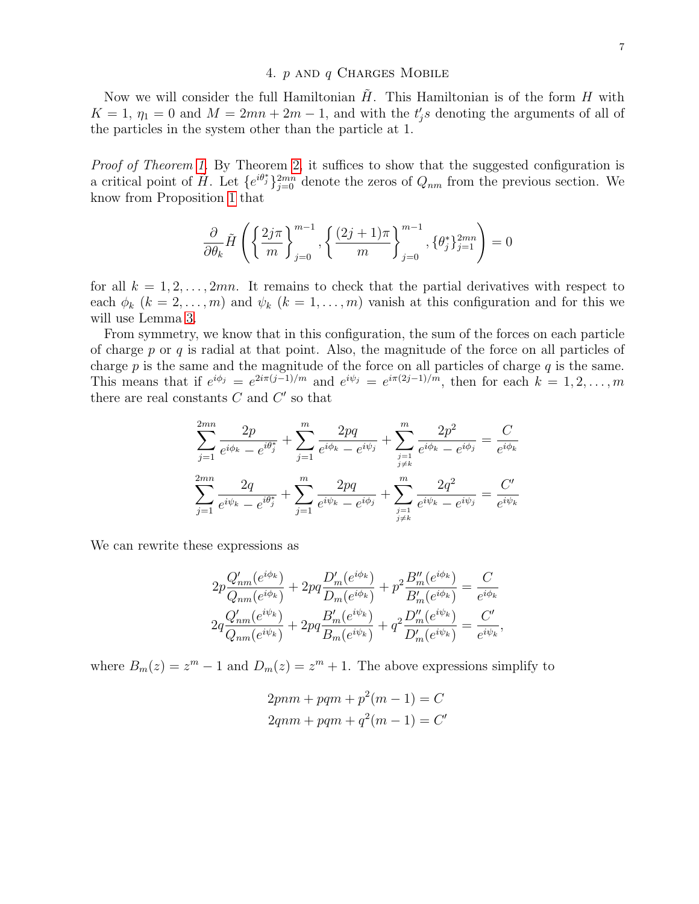## 4. $p$ and $q$ Charges Mobile

Now we will consider the full Hamiltonian $\tilde{H}$. This Hamiltonian is of the form $H$ with $K = 1$, $\eta_1 = 0$ and $M = 2mn + 2m - 1$, and with the $t_j's$ denoting the arguments of all of the particles in the system other than the particle at 1.

*Proof of Theorem 1.* By Theorem 2, it suffices to show that the suggested configuration is a critical point of $\tilde{H}$. Let $\{e^{i\theta_j^*}\}_{j=0}^{2mn}$ denote the zeros of $Q_{nm}$ from the previous section. We know from Proposition 1 that

$$\frac{\partial}{\partial \theta_k}\tilde{H}\left(\left\{\frac{2j\pi}{m}\right\}_{j=0}^{m-1}, \left\{\frac{(2j+1)\pi}{m}\right\}_{j=0}^{m-1}, \{\theta_j^*\}_{j=1}^{2mn}\right) = 0$$

for all $k = 1, 2, \ldots, 2mn$. It remains to check that the partial derivatives with respect to each $\phi_k$ ($k = 2, \ldots, m$) and $\psi_k$ ($k = 1, \ldots, m$) vanish at this configuration and for this we will use Lemma 3.

From symmetry, we know that in this configuration, the sum of the forces on each particle of charge $p$ or $q$ is radial at that point. Also, the magnitude of the force on all particles of charge $p$ is the same and the magnitude of the force on all particles of charge $q$ is the same. This means that if $e^{i\phi_j} = e^{2i\pi(j-1)/m}$ and $e^{i\psi_j} = e^{i\pi(2j-1)/m}$, then for each $k = 1, 2, \ldots, m$ there are real constants $C$ and $C'$ so that

$$\sum_{j=1}^{2mn}\frac{2p}{e^{i\phi_k} - e^{i\theta_j^*}} + \sum_{j=1}^{m}\frac{2pq}{e^{i\phi_k} - e^{i\psi_j}} + \sum_{\substack{j=1\\ j\neq k}}^{m}\frac{2p^2}{e^{i\phi_k} - e^{i\phi_j}} = \frac{C}{e^{i\phi_k}}$$

$$\sum_{j=1}^{2mn}\frac{2q}{e^{i\psi_k} - e^{i\theta_j^*}} + \sum_{j=1}^{m}\frac{2pq}{e^{i\psi_k} - e^{i\phi_j}} + \sum_{\substack{j=1\\ j\neq k}}^{m}\frac{2q^2}{e^{i\psi_k} - e^{i\psi_j}} = \frac{C'}{e^{i\psi_k}}$$

We can rewrite these expressions as

$$2p\frac{Q'_{nm}(e^{i\phi_k})}{Q_{nm}(e^{i\phi_k})} + 2pq\frac{D'_m(e^{i\phi_k})}{D_m(e^{i\phi_k})} + p^2\frac{B''_m(e^{i\phi_k})}{B'_m(e^{i\phi_k})} = \frac{C}{e^{i\phi_k}}$$
$$2q\frac{Q'_{nm}(e^{i\psi_k})}{Q_{nm}(e^{i\psi_k})} + 2pq\frac{B'_m(e^{i\psi_k})}{B_m(e^{i\psi_k})} + q^2\frac{D''_m(e^{i\psi_k})}{D'_m(e^{i\psi_k})} = \frac{C'}{e^{i\psi_k}},$$

where $B_m(z) = z^m - 1$ and $D_m(z) = z^m + 1$. The above expressions simplify to

$$2pnm + pqm + p^2(m-1) = C$$
$$2qnm + pqm + q^2(m-1) = C'$$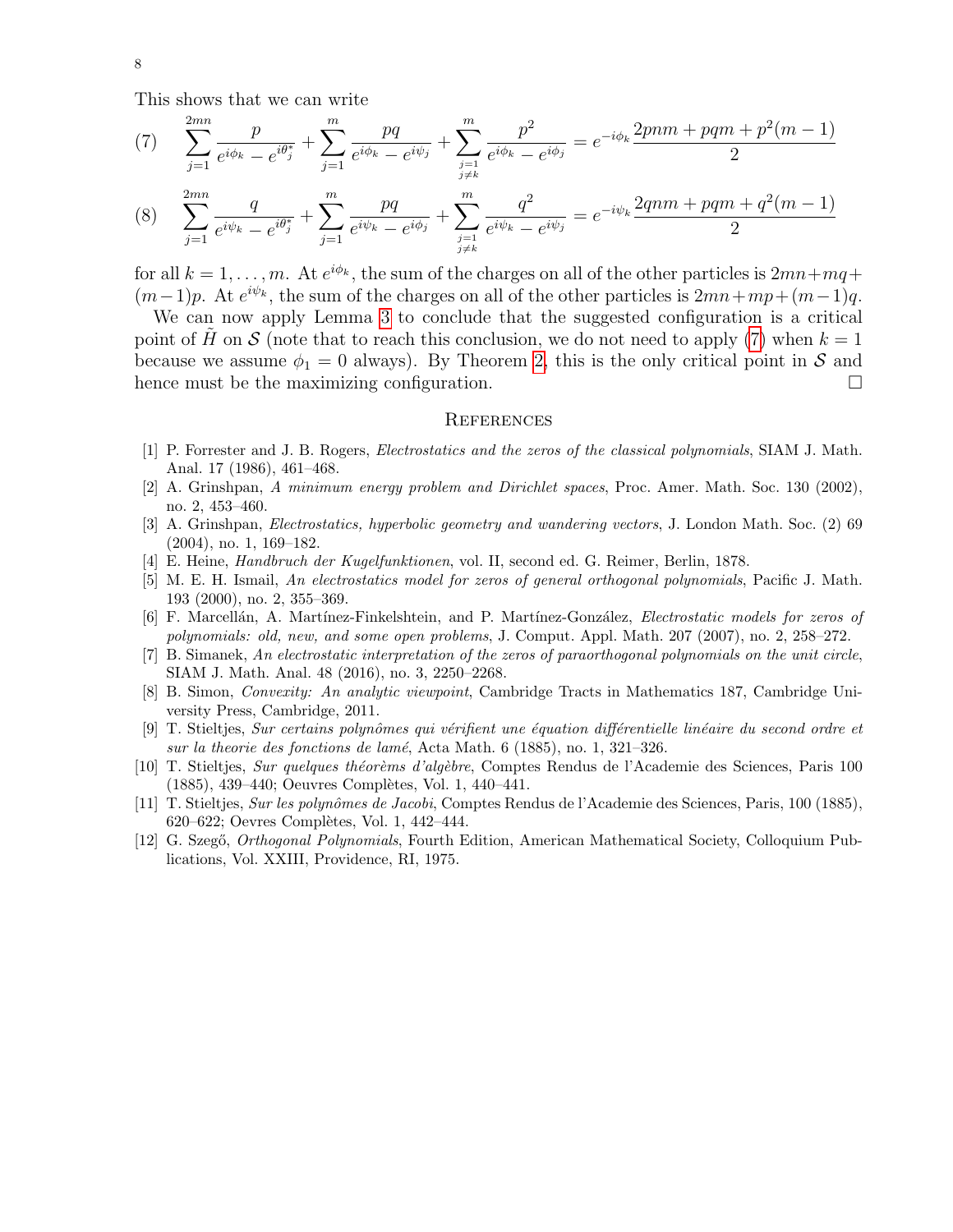This shows that we can write

$$\sum_{j=1}^{2mn}\frac{p}{e^{i\phi_k}-e^{i\theta_j^*}}+\sum_{j=1}^{m}\frac{pq}{e^{i\phi_k}-e^{i\psi_j}}+\sum_{\substack{j=1\\j\neq k}}^{m}\frac{p^2}{e^{i\phi_k}-e^{i\phi_j}}=e^{-i\phi_k}\frac{2pnm+pqm+p^2(m-1)}{2} \tag{7}$$

$$\sum_{j=1}^{2mn}\frac{q}{e^{i\psi_k}-e^{i\theta_j^*}}+\sum_{j=1}^{m}\frac{pq}{e^{i\psi_k}-e^{i\phi_j}}+\sum_{\substack{j=1\\j\neq k}}^{m}\frac{q^2}{e^{i\psi_k}-e^{i\psi_j}}=e^{-i\psi_k}\frac{2qnm+pqm+q^2(m-1)}{2} \tag{8}$$

for all $k=1,\ldots,m$. At $e^{i\phi_k}$, the sum of the charges on all of the other particles is $2mn+mq+(m-1)p$. At $e^{i\psi_k}$, the sum of the charges on all of the other particles is $2mn+mp+(m-1)q$.

We can now apply Lemma 3 to conclude that the suggested configuration is a critical point of $\tilde{H}$ on $\mathcal{S}$ (note that to reach this conclusion, we do not need to apply (7) when $k=1$ because we assume $\phi_1=0$ always). By Theorem 2, this is the only critical point in $\mathcal{S}$ and hence must be the maximizing configuration. □

## References

[1] P. Forrester and J. B. Rogers, *Electrostatics and the zeros of the classical polynomials*, SIAM J. Math. Anal. 17 (1986), 461–468.

[2] A. Grinshpan, *A minimum energy problem and Dirichlet spaces*, Proc. Amer. Math. Soc. 130 (2002), no. 2, 453–460.

[3] A. Grinshpan, *Electrostatics, hyperbolic geometry and wandering vectors*, J. London Math. Soc. (2) 69 (2004), no. 1, 169–182.

[4] E. Heine, *Handbruch der Kugelfunktionen*, vol. II, second ed. G. Reimer, Berlin, 1878.

[5] M. E. H. Ismail, *An electrostatics model for zeros of general orthogonal polynomials*, Pacific J. Math. 193 (2000), no. 2, 355–369.

[6] F. Marcellán, A. Martínez-Finkelshtein, and P. Martínez-González, *Electrostatic models for zeros of polynomials: old, new, and some open problems*, J. Comput. Appl. Math. 207 (2007), no. 2, 258–272.

[7] B. Simanek, *An electrostatic interpretation of the zeros of paraorthogonal polynomials on the unit circle*, SIAM J. Math. Anal. 48 (2016), no. 3, 2250–2268.

[8] B. Simon, *Convexity: An analytic viewpoint*, Cambridge Tracts in Mathematics 187, Cambridge University Press, Cambridge, 2011.

[9] T. Stieltjes, *Sur certains polynômes qui vérifient une équation différentielle linéaire du second ordre et sur la theorie des fonctions de lamé*, Acta Math. 6 (1885), no. 1, 321–326.

[10] T. Stieltjes, *Sur quelques théorèms d'algèbre*, Comptes Rendus de l'Academie des Sciences, Paris 100 (1885), 439–440; Oeuvres Complètes, Vol. 1, 440–441.

[11] T. Stieltjes, *Sur les polynômes de Jacobi*, Comptes Rendus de l'Academie des Sciences, Paris, 100 (1885), 620–622; Oevres Complètes, Vol. 1, 442–444.

[12] G. Szegő, *Orthogonal Polynomials*, Fourth Edition, American Mathematical Society, Colloquium Publications, Vol. XXIII, Providence, RI, 1975.